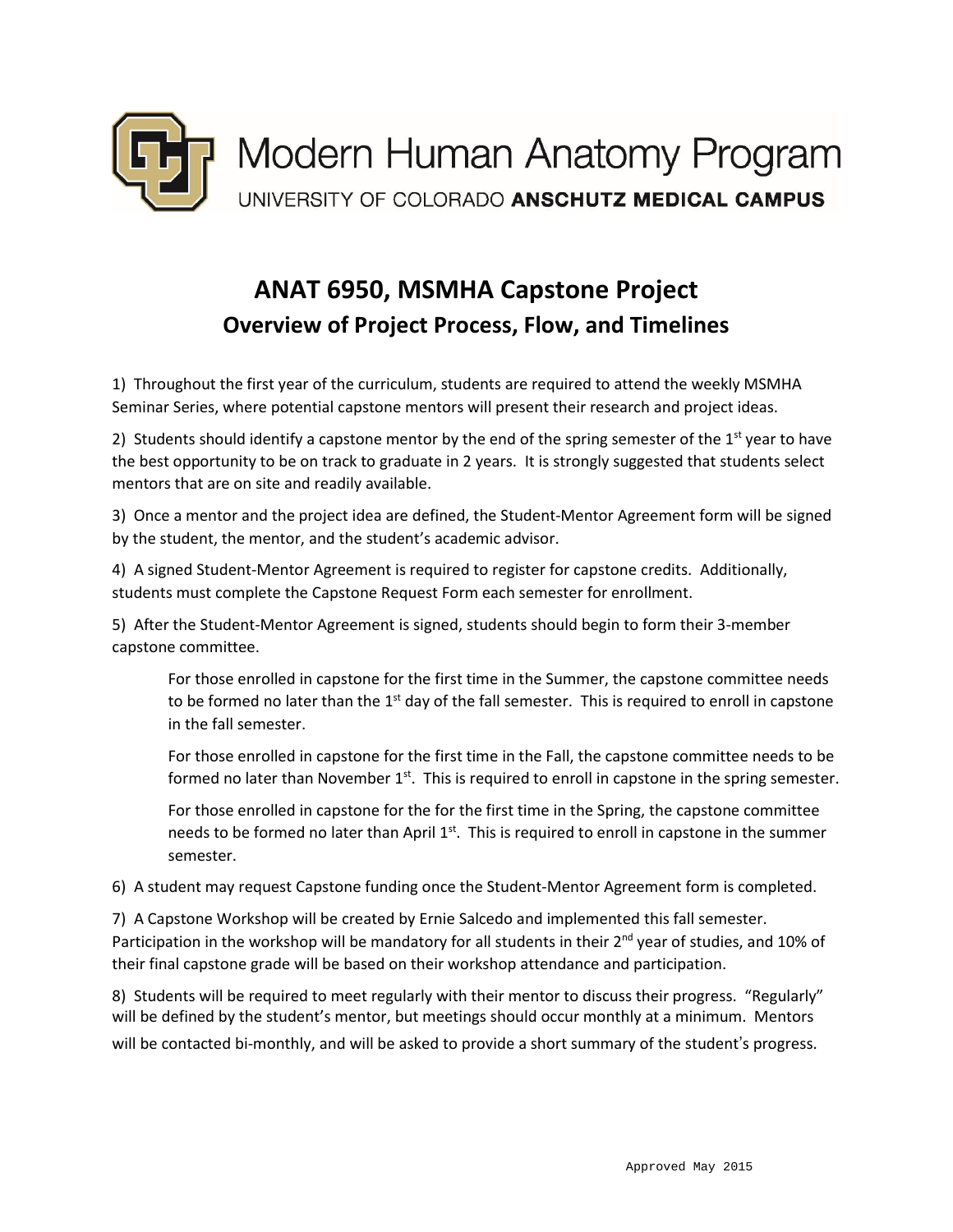# Modern Human Anatomy Program

UNIVERSITY OF COLORADO **ANSCHUTZ MEDICAL CAMPUS**

## ANAT 6950, MSMHA Capstone Project

### Overview of Project Process, Flow, and Timelines

1) Throughout the first year of the curriculum, students are required to attend the weekly MSMHA Seminar Series, where potential capstone mentors will present their research and project ideas.

2) Students should identify a capstone mentor by the end of the spring semester of the 1st year to have the best opportunity to be on track to graduate in 2 years. It is strongly suggested that students select mentors that are on site and readily available.

3) Once a mentor and the project idea are defined, the Student-Mentor Agreement form will be signed by the student, the mentor, and the student's academic advisor.

4) A signed Student-Mentor Agreement is required to register for capstone credits. Additionally, students must complete the Capstone Request Form each semester for enrollment.

5) After the Student-Mentor Agreement is signed, students should begin to form their 3-member capstone committee.

> For those enrolled in capstone for the first time in the Summer, the capstone committee needs to be formed no later than the 1st day of the fall semester. This is required to enroll in capstone in the fall semester.
>
> For those enrolled in capstone for the first time in the Fall, the capstone committee needs to be formed no later than November 1st. This is required to enroll in capstone in the spring semester.
>
> For those enrolled in capstone for the for the first time in the Spring, the capstone committee needs to be formed no later than April 1st. This is required to enroll in capstone in the summer semester.

6) A student may request Capstone funding once the Student-Mentor Agreement form is completed.

7) A Capstone Workshop will be created by Ernie Salcedo and implemented this fall semester. Participation in the workshop will be mandatory for all students in their 2nd year of studies, and 10% of their final capstone grade will be based on their workshop attendance and participation.

8) Students will be required to meet regularly with their mentor to discuss their progress. "Regularly" will be defined by the student's mentor, but meetings should occur monthly at a minimum. Mentors will be contacted bi-monthly, and will be asked to provide a short summary of the student's progress.

Approved May 2015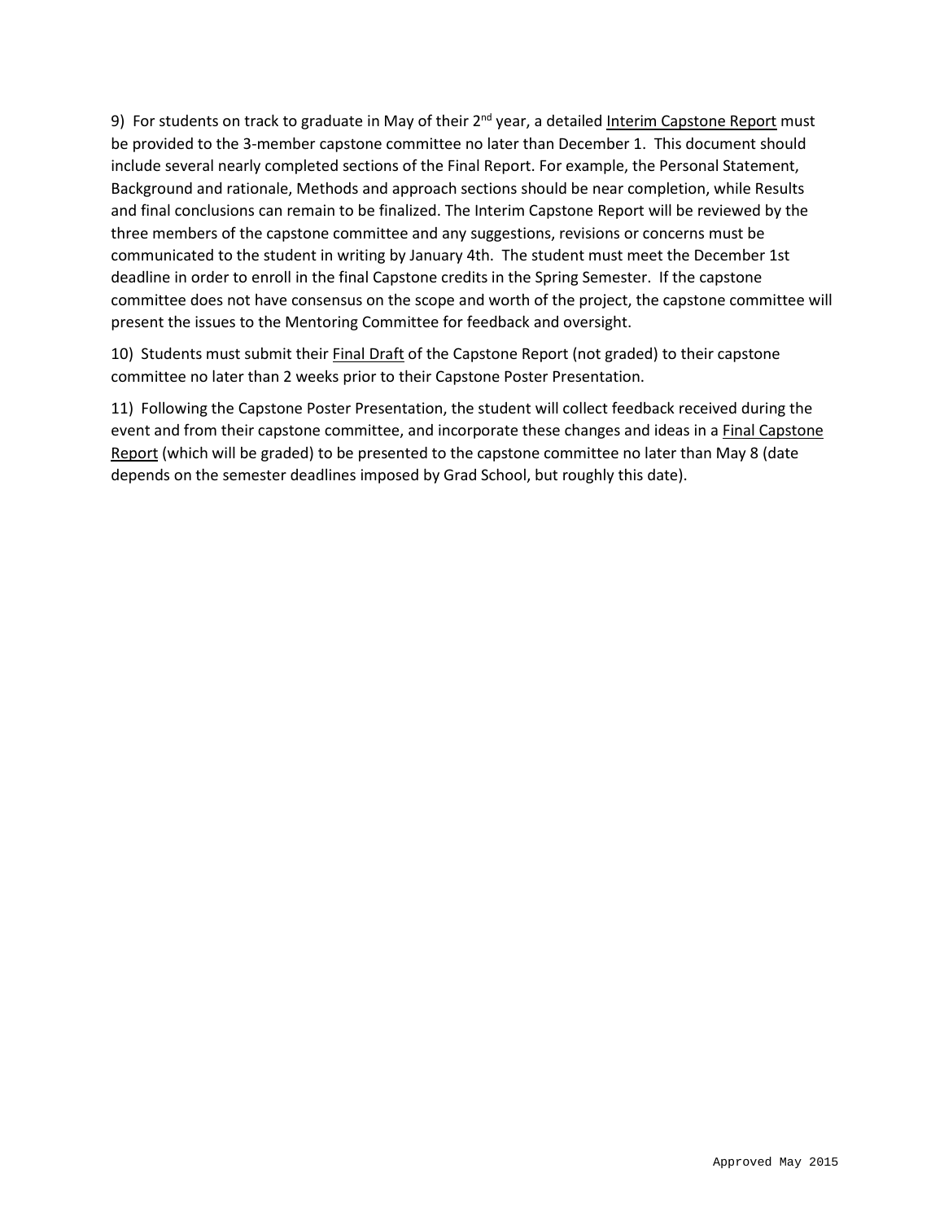9) For students on track to graduate in May of their 2nd year, a detailed Interim Capstone Report must be provided to the 3-member capstone committee no later than December 1. This document should include several nearly completed sections of the Final Report. For example, the Personal Statement, Background and rationale, Methods and approach sections should be near completion, while Results and final conclusions can remain to be finalized. The Interim Capstone Report will be reviewed by the three members of the capstone committee and any suggestions, revisions or concerns must be communicated to the student in writing by January 4th. The student must meet the December 1st deadline in order to enroll in the final Capstone credits in the Spring Semester. If the capstone committee does not have consensus on the scope and worth of the project, the capstone committee will present the issues to the Mentoring Committee for feedback and oversight.

10) Students must submit their Final Draft of the Capstone Report (not graded) to their capstone committee no later than 2 weeks prior to their Capstone Poster Presentation.

11) Following the Capstone Poster Presentation, the student will collect feedback received during the event and from their capstone committee, and incorporate these changes and ideas in a Final Capstone Report (which will be graded) to be presented to the capstone committee no later than May 8 (date depends on the semester deadlines imposed by Grad School, but roughly this date).

Approved May 2015